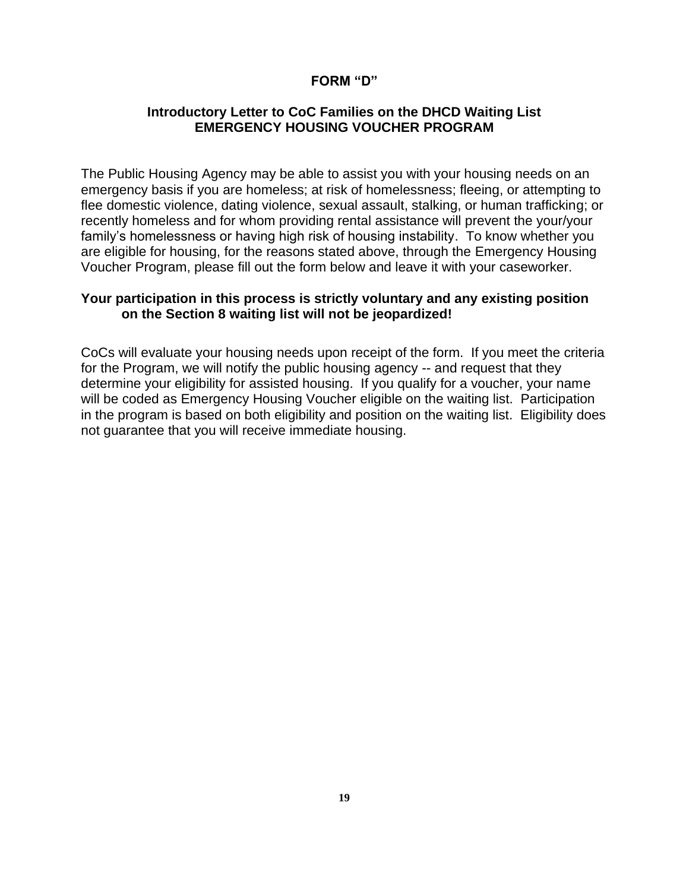# FORM "D"

## Introductory Letter to CoC Families on the DHCD Waiting List
## EMERGENCY HOUSING VOUCHER PROGRAM

The Public Housing Agency may be able to assist you with your housing needs on an emergency basis if you are homeless; at risk of homelessness; fleeing, or attempting to flee domestic violence, dating violence, sexual assault, stalking, or human trafficking; or recently homeless and for whom providing rental assistance will prevent the your/your family's homelessness or having high risk of housing instability. To know whether you are eligible for housing, for the reasons stated above, through the Emergency Housing Voucher Program, please fill out the form below and leave it with your caseworker.

**Your participation in this process is strictly voluntary and any existing position on the Section 8 waiting list will not be jeopardized!**

CoCs will evaluate your housing needs upon receipt of the form. If you meet the criteria for the Program, we will notify the public housing agency -- and request that they determine your eligibility for assisted housing. If you qualify for a voucher, your name will be coded as Emergency Housing Voucher eligible on the waiting list. Participation in the program is based on both eligibility and position on the waiting list. Eligibility does not guarantee that you will receive immediate housing.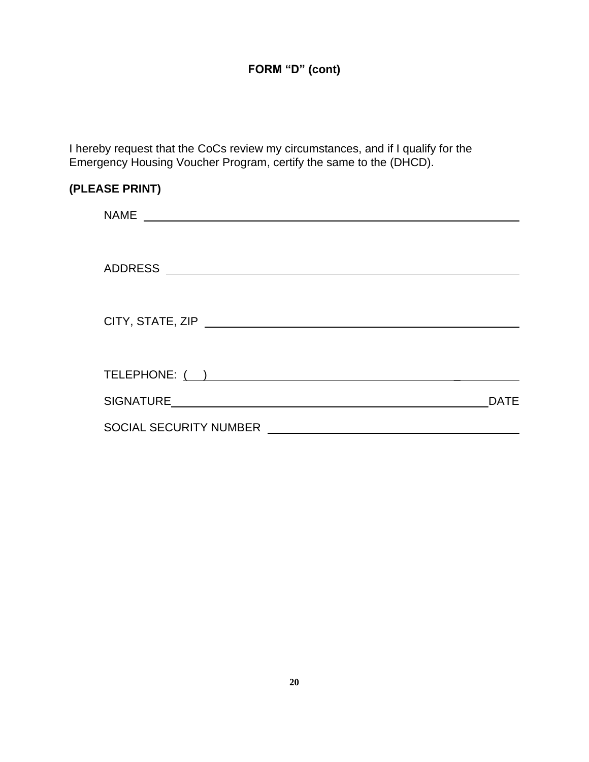**FORM “D” (cont)**

I hereby request that the CoCs review my circumstances, and if I qualify for the Emergency Housing Voucher Program, certify the same to the (DHCD).

**(PLEASE PRINT)**

NAME ______________________________________________________________

ADDRESS ___________________________________________________________

CITY, STATE, ZIP ____________________________________________________

TELEPHONE: ( ) ______________________________________________________

SIGNATURE_______________________________________________________DATE

SOCIAL SECURITY NUMBER ____________________________________________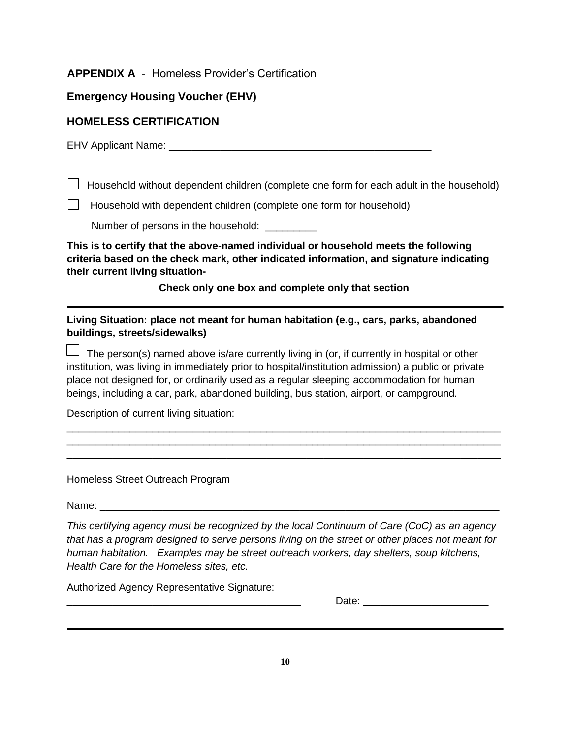**APPENDIX A** - Homeless Provider's Certification

## Emergency Housing Voucher (EHV)

## HOMELESS CERTIFICATION

EHV Applicant Name: _______________________________________________

☐ Household without dependent children (complete one form for each adult in the household)

☐ Household with dependent children (complete one form for household)

Number of persons in the household: _________

**This is to certify that the above-named individual or household meets the following criteria based on the check mark, other indicated information, and signature indicating their current living situation-**

**Check only one box and complete only that section**

---

**Living Situation: place not meant for human habitation (e.g., cars, parks, abandoned buildings, streets/sidewalks)**

☐ The person(s) named above is/are currently living in (or, if currently in hospital or other institution, was living in immediately prior to hospital/institution admission) a public or private place not designed for, or ordinarily used as a regular sleeping accommodation for human beings, including a car, park, abandoned building, bus station, airport, or campground.

Description of current living situation:

_____________________________________________________________________________
_____________________________________________________________________________
_____________________________________________________________________________

Homeless Street Outreach Program

Name: _______________________________________________________________________

*This certifying agency must be recognized by the local Continuum of Care (CoC) as an agency that has a program designed to serve persons living on the street or other places not meant for human habitation. Examples may be street outreach workers, day shelters, soup kitchens, Health Care for the Homeless sites, etc.*

Authorized Agency Representative Signature:

__________________________________________ Date: ______________________

---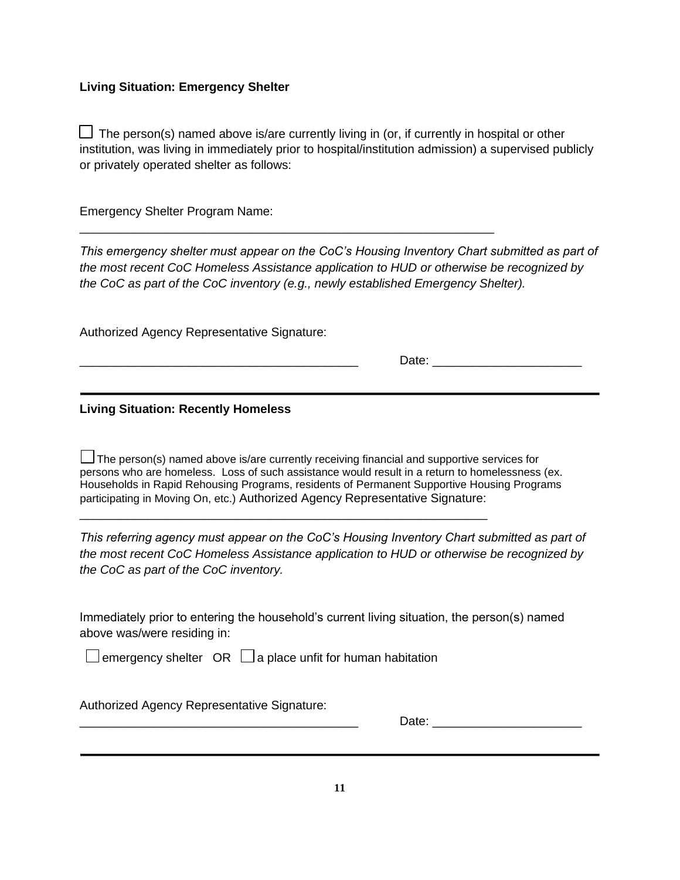**Living Situation: Emergency Shelter**

☐ The person(s) named above is/are currently living in (or, if currently in hospital or other institution, was living in immediately prior to hospital/institution admission) a supervised publicly or privately operated shelter as follows:

Emergency Shelter Program Name:

_____________________________________________________________

*This emergency shelter must appear on the CoC's Housing Inventory Chart submitted as part of the most recent CoC Homeless Assistance application to HUD or otherwise be recognized by the CoC as part of the CoC inventory (e.g., newly established Emergency Shelter).*

Authorized Agency Representative Signature:

_________________________________________ Date: _____________________

---

**Living Situation: Recently Homeless**

☐ The person(s) named above is/are currently receiving financial and supportive services for persons who are homeless. Loss of such assistance would result in a return to homelessness (ex. Households in Rapid Rehousing Programs, residents of Permanent Supportive Housing Programs participating in Moving On, etc.) Authorized Agency Representative Signature:

____________________________________________________________

*This referring agency must appear on the CoC's Housing Inventory Chart submitted as part of the most recent CoC Homeless Assistance application to HUD or otherwise be recognized by the CoC as part of the CoC inventory.*

Immediately prior to entering the household's current living situation, the person(s) named above was/were residing in:

☐ emergency shelter OR ☐ a place unfit for human habitation

Authorized Agency Representative Signature:

_________________________________________ Date: _____________________

---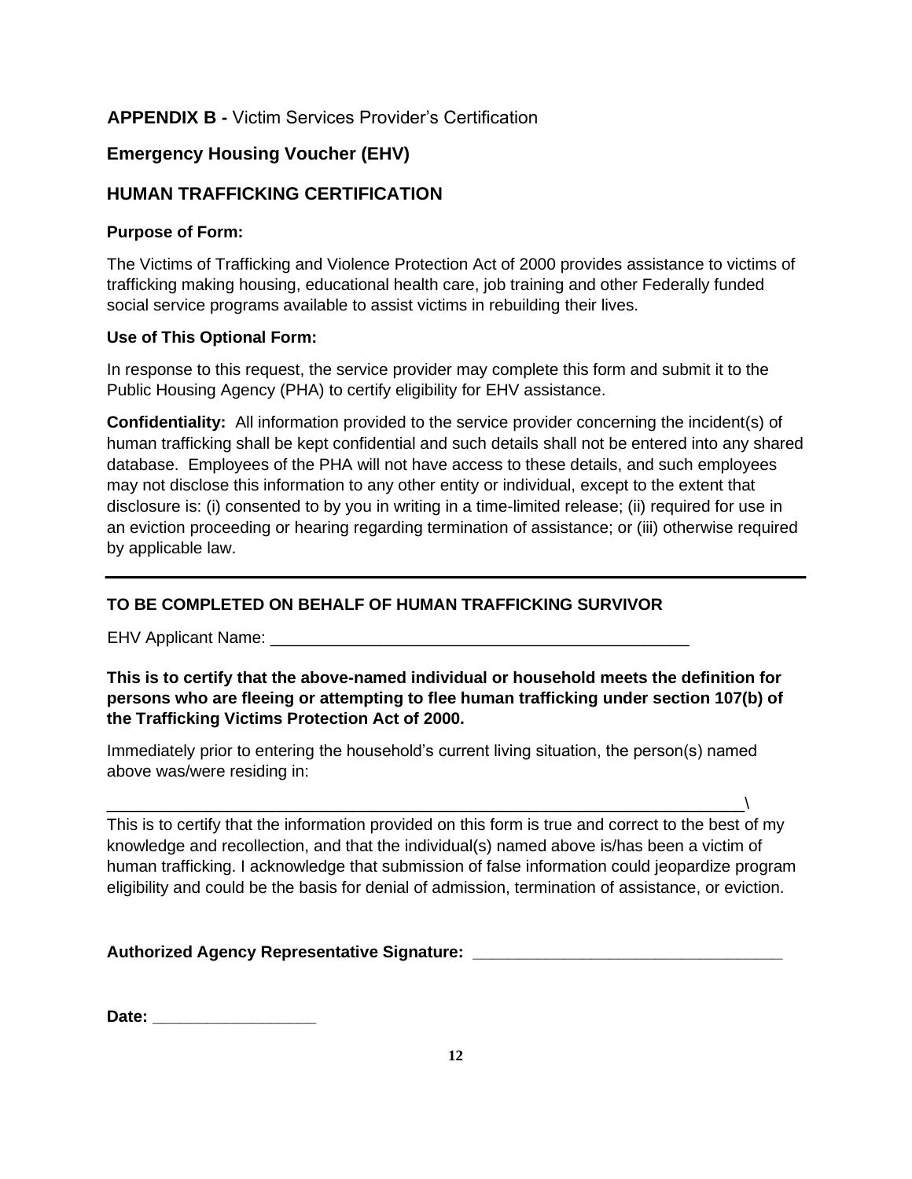## **APPENDIX B -** Victim Services Provider's Certification

## Emergency Housing Voucher (EHV)

## HUMAN TRAFFICKING CERTIFICATION

### Purpose of Form:

The Victims of Trafficking and Violence Protection Act of 2000 provides assistance to victims of trafficking making housing, educational health care, job training and other Federally funded social service programs available to assist victims in rebuilding their lives.

### Use of This Optional Form:

In response to this request, the service provider may complete this form and submit it to the Public Housing Agency (PHA) to certify eligibility for EHV assistance.

**Confidentiality:** All information provided to the service provider concerning the incident(s) of human trafficking shall be kept confidential and such details shall not be entered into any shared database. Employees of the PHA will not have access to these details, and such employees may not disclose this information to any other entity or individual, except to the extent that disclosure is: (i) consented to by you in writing in a time-limited release; (ii) required for use in an eviction proceeding or hearing regarding termination of assistance; or (iii) otherwise required by applicable law.

---

### TO BE COMPLETED ON BEHALF OF HUMAN TRAFFICKING SURVIVOR

EHV Applicant Name: _______________________________________________

**This is to certify that the above-named individual or household meets the definition for persons who are fleeing or attempting to flee human trafficking under section 107(b) of the Trafficking Victims Protection Act of 2000.**

Immediately prior to entering the household's current living situation, the person(s) named above was/were residing in:

_______________________________________________________________________\

This is to certify that the information provided on this form is true and correct to the best of my knowledge and recollection, and that the individual(s) named above is/has been a victim of human trafficking. I acknowledge that submission of false information could jeopardize program eligibility and could be the basis for denial of admission, termination of assistance, or eviction.

**Authorized Agency Representative Signature:** ___________________________________

**Date:** __________________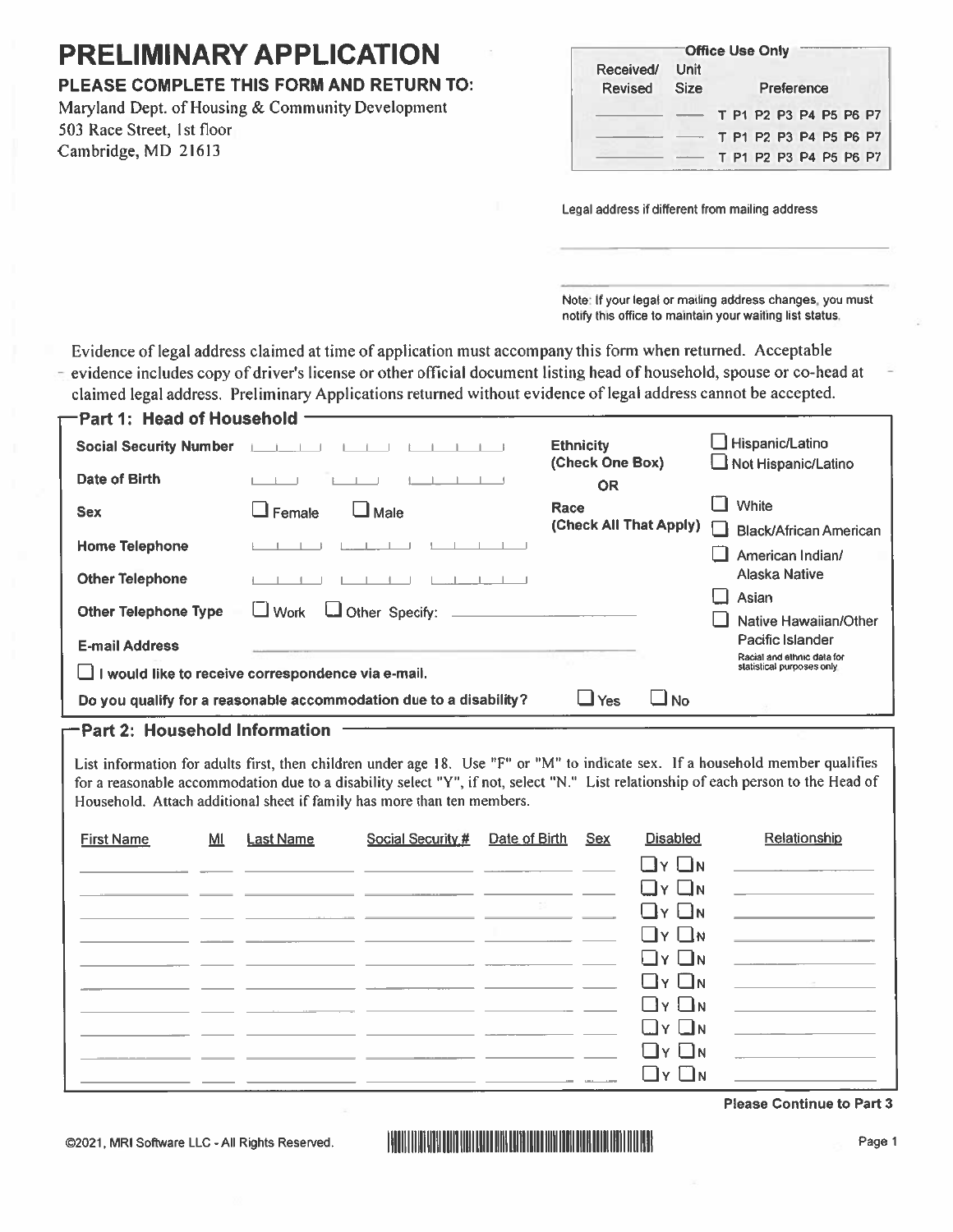# PRELIMINARY APPLICATION

**PLEASE COMPLETE THIS FORM AND RETURN TO:**

Maryland Dept. of Housing & Community Development
503 Race Street, 1st floor
Cambridge, MD 21613

| Office Use Only | | |
|---|---|---|
| Received/ Revised | Unit Size | Preference |
| ______ | ___ | T P1 P2 P3 P4 P5 P6 P7 |
| ______ | ___ | T P1 P2 P3 P4 P5 P6 P7 |
| ______ | ___ | T P1 P2 P3 P4 P5 P6 P7 |

Legal address if different from mailing address

______________________________

______________________________

Note: If your legal or mailing address changes, you must notify this office to maintain your waiting list status.

Evidence of legal address claimed at time of application must accompany this form when returned. Acceptable evidence includes copy of driver's license or other official document listing head of household, spouse or co-head at claimed legal address. Preliminary Applications returned without evidence of legal address cannot be accepted.

## Part 1: Head of Household

**Social Security Number** ___ ___ ___

**Date of Birth** ___ ___ ___

**Sex** ☐ Female ☐ Male

**Home Telephone** ___ ___ ___

**Other Telephone** ___ ___ ___

**Other Telephone Type** ☐ Work ☐ Other Specify: ____________

**E-mail Address** ____________

☐ **I would like to receive correspondence via e-mail.**

**Ethnicity (Check One Box)**
☐ Hispanic/Latino
☐ Not Hispanic/Latino

**OR**

**Race (Check All That Apply)**
☐ White
☐ Black/African American
☐ American Indian/ Alaska Native
☐ Asian
☐ Native Hawaiian/Other Pacific Islander

Racial and ethnic data for statistical purposes only

**Do you qualify for a reasonable accommodation due to a disability?** ☐ Yes ☐ No

## Part 2: Household Information

List information for adults first, then children under age 18. Use "F" or "M" to indicate sex. If a household member qualifies for a reasonable accommodation due to a disability select "Y", if not, select "N." List relationship of each person to the Head of Household. Attach additional sheet if family has more than ten members.

| First Name | MI | Last Name | Social Security # | Date of Birth | Sex | Disabled | Relationship |
|---|---|---|---|---|---|---|---|
| | | | | | | ☐Y ☐N | |
| | | | | | | ☐Y ☐N | |
| | | | | | | ☐Y ☐N | |
| | | | | | | ☐Y ☐N | |
| | | | | | | ☐Y ☐N | |
| | | | | | | ☐Y ☐N | |
| | | | | | | ☐Y ☐N | |
| | | | | | | ☐Y ☐N | |
| | | | | | | ☐Y ☐N | |
| | | | | | | ☐Y ☐N | |

**Please Continue to Part 3**

©2021, MRI Software LLC - All Rights Reserved.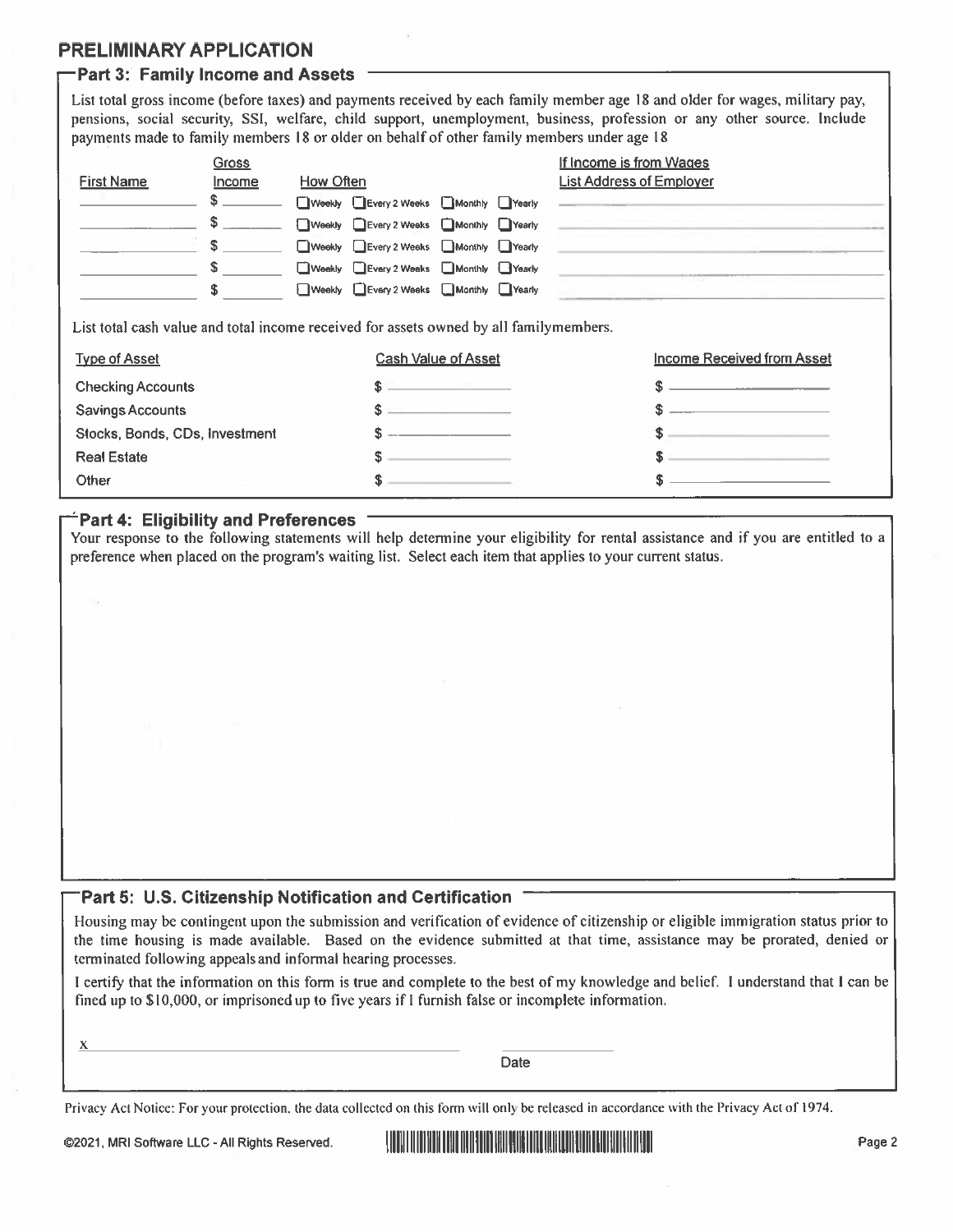# PRELIMINARY APPLICATION

## Part 3: Family Income and Assets

List total gross income (before taxes) and payments received by each family member age 18 and older for wages, military pay, pensions, social security, SSI, welfare, child support, unemployment, business, profession or any other source. Include payments made to family members 18 or older on behalf of other family members under age 18

| First Name | Gross Income | How Often | If Income is from Wages List Address of Employer |
|---|---|---|---|
| ____________ | $ ______ | ☐ Weekly ☐ Every 2 Weeks ☐ Monthly ☐ Yearly | ____________ |
| ____________ | $ ______ | ☐ Weekly ☐ Every 2 Weeks ☐ Monthly ☐ Yearly | ____________ |
| ____________ | $ ______ | ☐ Weekly ☐ Every 2 Weeks ☐ Monthly ☐ Yearly | ____________ |
| ____________ | $ ______ | ☐ Weekly ☐ Every 2 Weeks ☐ Monthly ☐ Yearly | ____________ |
| ____________ | $ ______ | ☐ Weekly ☐ Every 2 Weeks ☐ Monthly ☐ Yearly | ____________ |

List total cash value and total income received for assets owned by all familymembers.

| Type of Asset | Cash Value of Asset | Income Received from Asset |
|---|---|---|
| Checking Accounts | $ ____________ | $ ____________ |
| Savings Accounts | $ ____________ | $ ____________ |
| Stocks, Bonds, CDs, Investment | $ ____________ | $ ____________ |
| Real Estate | $ ____________ | $ ____________ |
| Other | $ ____________ | $ ____________ |

## Part 4: Eligibility and Preferences

Your response to the following statements will help determine your eligibility for rental assistance and if you are entitled to a preference when placed on the program's waiting list. Select each item that applies to your current status.

## Part 5: U.S. Citizenship Notification and Certification

Housing may be contingent upon the submission and verification of evidence of citizenship or eligible immigration status prior to the time housing is made available. Based on the evidence submitted at that time, assistance may be prorated, denied or terminated following appeals and informal hearing processes.

I certify that the information on this form is true and complete to the best of my knowledge and belief. I understand that I can be fined up to $10,000, or imprisoned up to five years if I furnish false or incomplete information.

X ______________________________ ____________
Date

Privacy Act Notice: For your protection, the data collected on this form will only be released in accordance with the Privacy Act of 1974.

©2021, MRI Software LLC - All Rights Reserved.